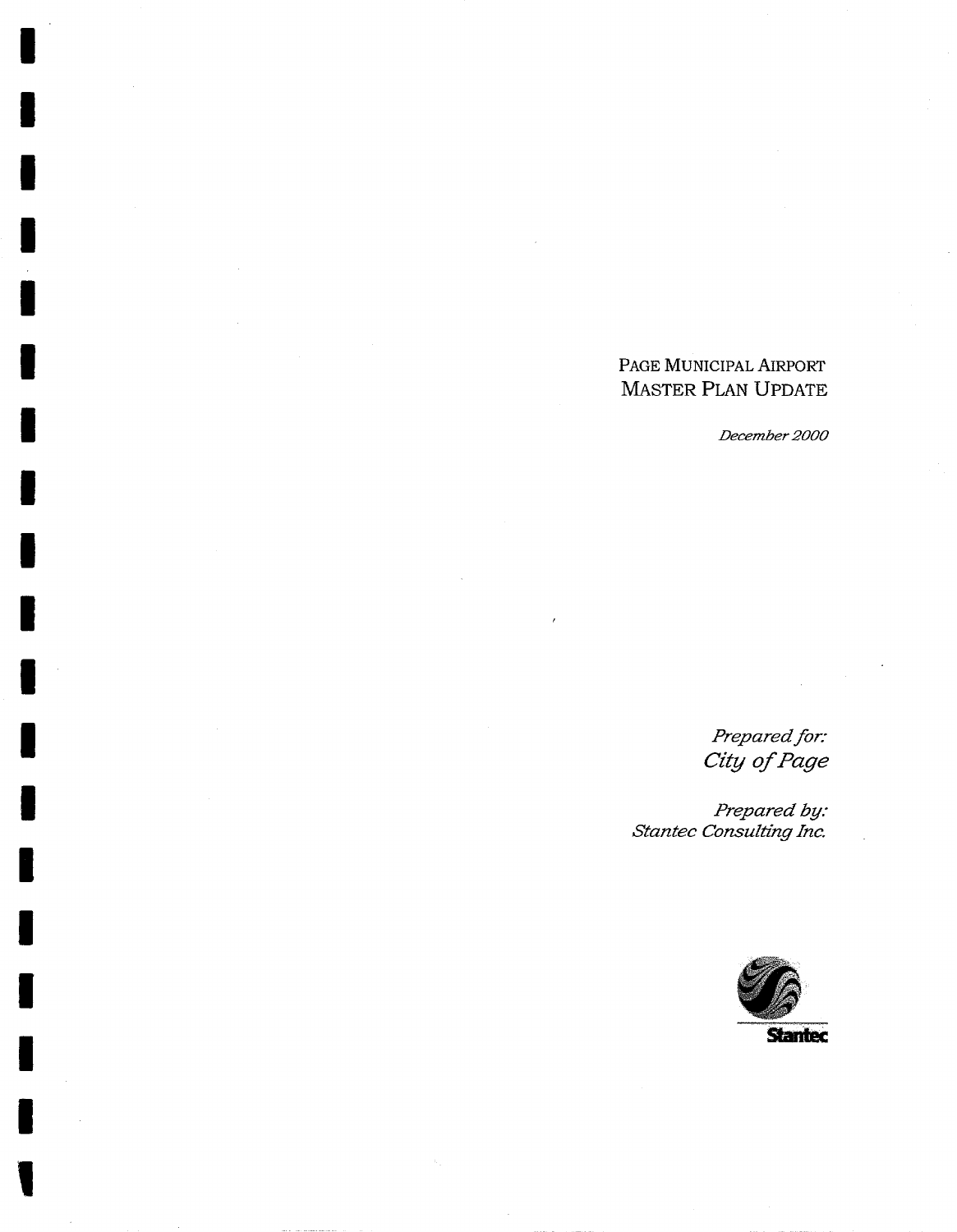# PAGE MUNICIPAL AIRPORT
# MASTER PLAN UPDATE

*December 2000*

*Prepared for:*
*City of Page*

*Prepared by:*
*Stantec Consulting Inc.*

Stantec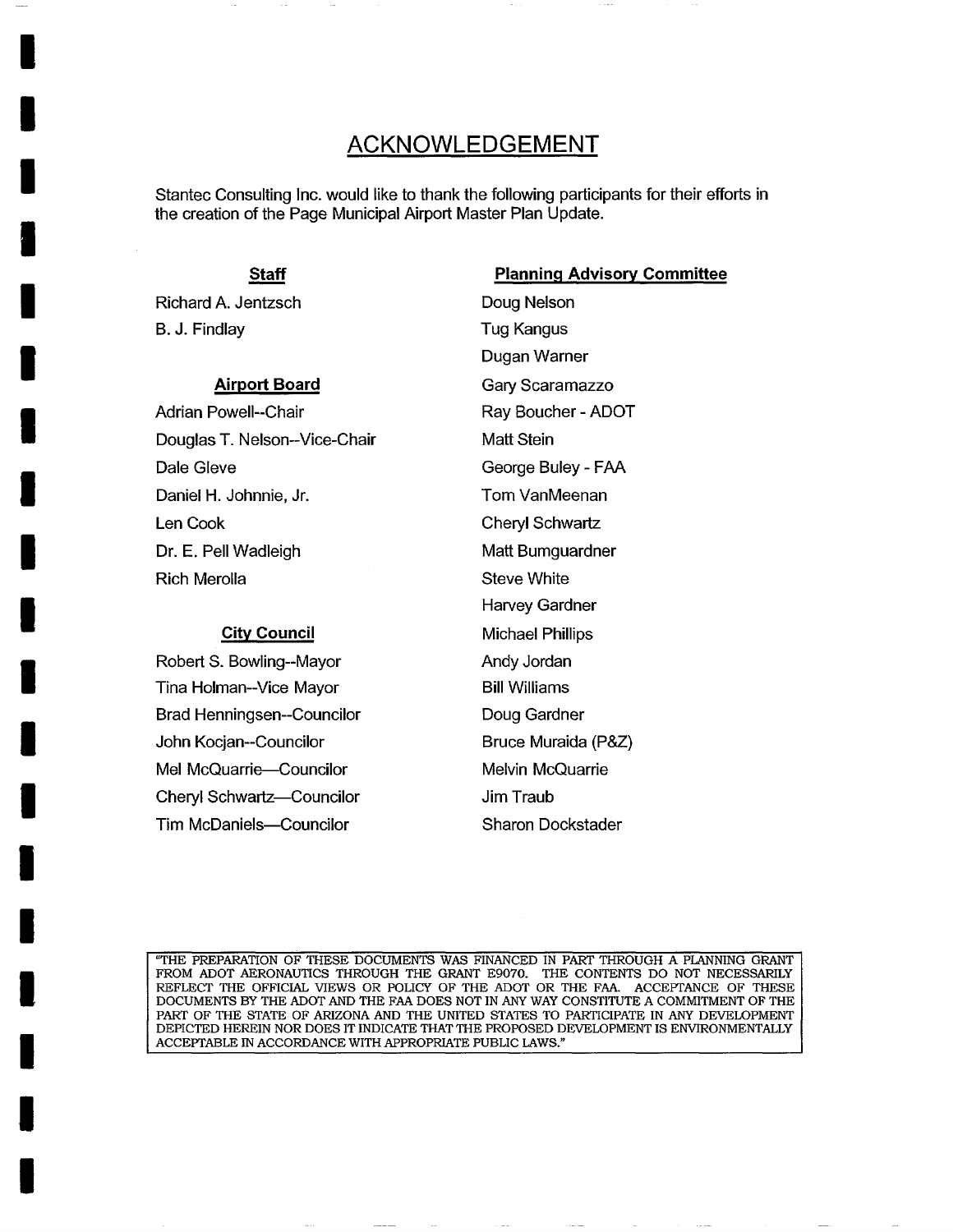# ACKNOWLEDGEMENT

Stantec Consulting Inc. would like to thank the following participants for their efforts in the creation of the Page Municipal Airport Master Plan Update.

### Staff

Richard A. Jentzsch
B. J. Findlay

### Airport Board

Adrian Powell--Chair
Douglas T. Nelson--Vice-Chair
Dale Gleve
Daniel H. Johnnie, Jr.
Len Cook
Dr. E. Pell Wadleigh
Rich Merolla

### City Council

Robert S. Bowling--Mayor
Tina Holman--Vice Mayor
Brad Henningsen--Councilor
John Kocjan--Councilor
Mel McQuarrie—Councilor
Cheryl Schwartz—Councilor
Tim McDaniels—Councilor

### Planning Advisory Committee

Doug Nelson
Tug Kangus
Dugan Warner
Gary Scaramazzo
Ray Boucher - ADOT
Matt Stein
George Buley - FAA
Tom VanMeenan
Cheryl Schwartz
Matt Bumguardner
Steve White
Harvey Gardner
Michael Phillips
Andy Jordan
Bill Williams
Doug Gardner
Bruce Muraida (P&Z)
Melvin McQuarrie
Jim Traub
Sharon Dockstader

"THE PREPARATION OF THESE DOCUMENTS WAS FINANCED IN PART THROUGH A PLANNING GRANT FROM ADOT AERONAUTICS THROUGH THE GRANT E9070. THE CONTENTS DO NOT NECESSARILY REFLECT THE OFFICIAL VIEWS OR POLICY OF THE ADOT OR THE FAA. ACCEPTANCE OF THESE DOCUMENTS BY THE ADOT AND THE FAA DOES NOT IN ANY WAY CONSTITUTE A COMMITMENT OF THE PART OF THE STATE OF ARIZONA AND THE UNITED STATES TO PARTICIPATE IN ANY DEVELOPMENT DEPICTED HEREIN NOR DOES IT INDICATE THAT THE PROPOSED DEVELOPMENT IS ENVIRONMENTALLY ACCEPTABLE IN ACCORDANCE WITH APPROPRIATE PUBLIC LAWS."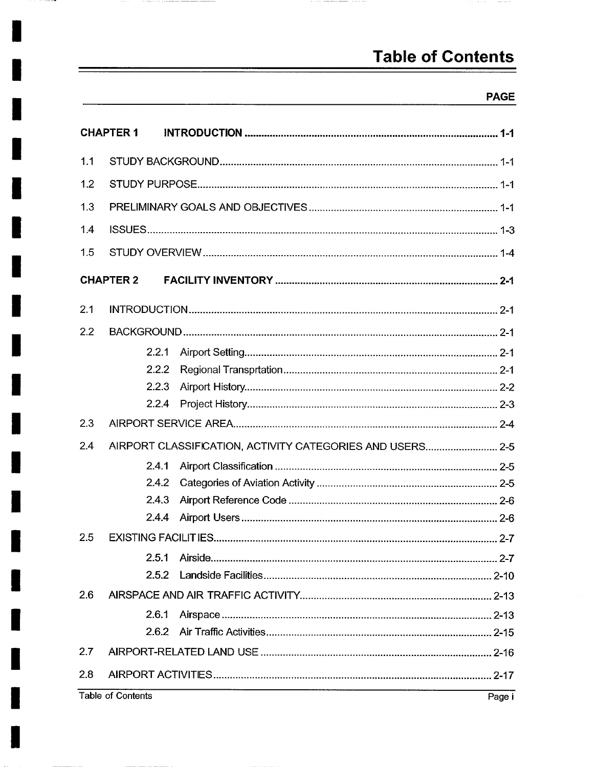# Table of Contents

| | PAGE |
|---|---|
| **CHAPTER 1 INTRODUCTION** | **1-1** |
| 1.1 STUDY BACKGROUND | 1-1 |
| 1.2 STUDY PURPOSE | 1-1 |
| 1.3 PRELIMINARY GOALS AND OBJECTIVES | 1-1 |
| 1.4 ISSUES | 1-3 |
| 1.5 STUDY OVERVIEW | 1-4 |
| **CHAPTER 2 FACILITY INVENTORY** | **2-1** |
| 2.1 INTRODUCTION | 2-1 |
| 2.2 BACKGROUND | 2-1 |
| 2.2.1 Airport Setting | 2-1 |
| 2.2.2 Regional Transprtation | 2-1 |
| 2.2.3 Airport History | 2-2 |
| 2.2.4 Project History | 2-3 |
| 2.3 AIRPORT SERVICE AREA | 2-4 |
| 2.4 AIRPORT CLASSIFICATION, ACTIVITY CATEGORIES AND USERS | 2-5 |
| 2.4.1 Airport Classification | 2-5 |
| 2.4.2 Categories of Aviation Activity | 2-5 |
| 2.4.3 Airport Reference Code | 2-6 |
| 2.4.4 Airport Users | 2-6 |
| 2.5 EXISTING FACILITIES | 2-7 |
| 2.5.1 Airside | 2-7 |
| 2.5.2 Landside Facilities | 2-10 |
| 2.6 AIRSPACE AND AIR TRAFFIC ACTIVITY | 2-13 |
| 2.6.1 Airspace | 2-13 |
| 2.6.2 Air Traffic Activities | 2-15 |
| 2.7 AIRPORT-RELATED LAND USE | 2-16 |
| 2.8 AIRPORT ACTIVITIES | 2-17 |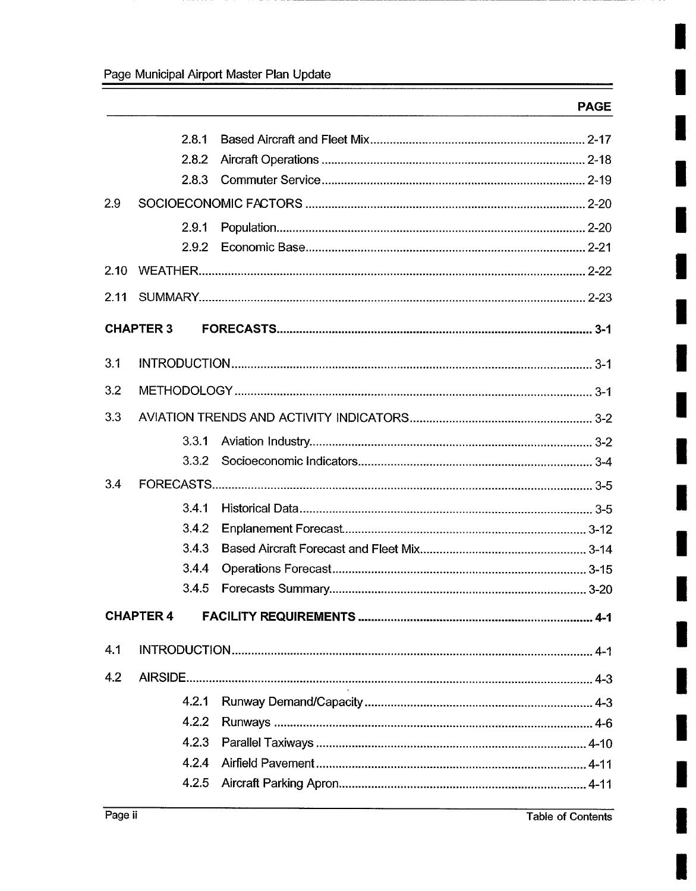| | PAGE |
|---|---|
| 2.8.1 Based Aircraft and Fleet Mix | 2-17 |
| 2.8.2 Aircraft Operations | 2-18 |
| 2.8.3 Commuter Service | 2-19 |
| 2.9 SOCIOECONOMIC FACTORS | 2-20 |
| 2.9.1 Population | 2-20 |
| 2.9.2 Economic Base | 2-21 |
| 2.10 WEATHER | 2-22 |
| 2.11 SUMMARY | 2-23 |
| **CHAPTER 3 FORECASTS** | **3-1** |
| 3.1 INTRODUCTION | 3-1 |
| 3.2 METHODOLOGY | 3-1 |
| 3.3 AVIATION TRENDS AND ACTIVITY INDICATORS | 3-2 |
| 3.3.1 Aviation Industry | 3-2 |
| 3.3.2 Socioeconomic Indicators | 3-4 |
| 3.4 FORECASTS | 3-5 |
| 3.4.1 Historical Data | 3-5 |
| 3.4.2 Enplanement Forecast | 3-12 |
| 3.4.3 Based Aircraft Forecast and Fleet Mix | 3-14 |
| 3.4.4 Operations Forecast | 3-15 |
| 3.4.5 Forecasts Summary | 3-20 |
| **CHAPTER 4 FACILITY REQUIREMENTS** | **4-1** |
| 4.1 INTRODUCTION | 4-1 |
| 4.2 AIRSIDE | 4-3 |
| 4.2.1 Runway Demand/Capacity | 4-3 |
| 4.2.2 Runways | 4-6 |
| 4.2.3 Parallel Taxiways | 4-10 |
| 4.2.4 Airfield Pavement | 4-11 |
| 4.2.5 Aircraft Parking Apron | 4-11 |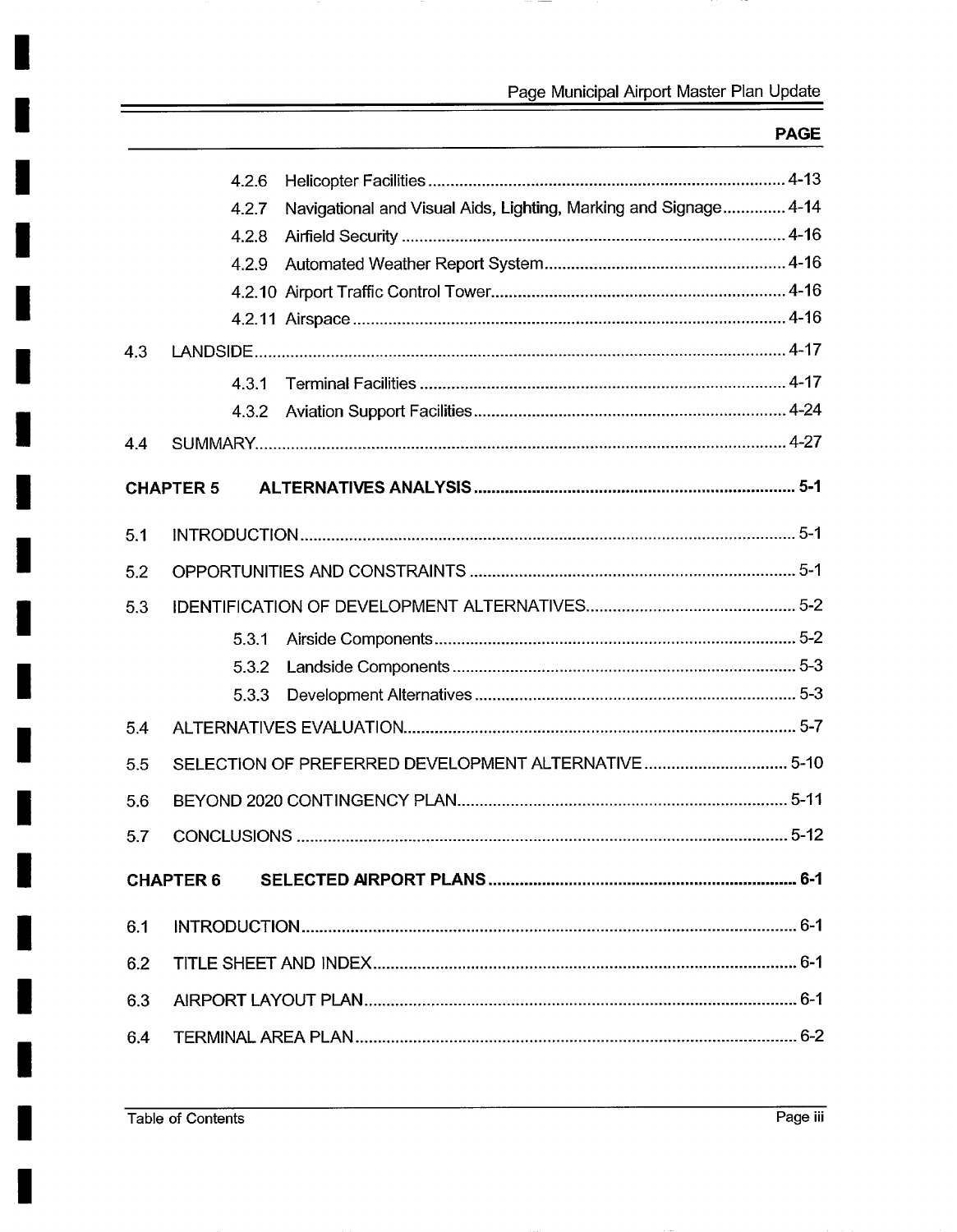| | PAGE |
|---|---|
| 4.2.6 Helicopter Facilities | 4-13 |
| 4.2.7 Navigational and Visual Aids, Lighting, Marking and Signage | 4-14 |
| 4.2.8 Airfield Security | 4-16 |
| 4.2.9 Automated Weather Report System | 4-16 |
| 4.2.10 Airport Traffic Control Tower | 4-16 |
| 4.2.11 Airspace | 4-16 |
| 4.3 LANDSIDE | 4-17 |
| 4.3.1 Terminal Facilities | 4-17 |
| 4.3.2 Aviation Support Facilities | 4-24 |
| 4.4 SUMMARY | 4-27 |
| **CHAPTER 5 ALTERNATIVES ANALYSIS** | **5-1** |
| 5.1 INTRODUCTION | 5-1 |
| 5.2 OPPORTUNITIES AND CONSTRAINTS | 5-1 |
| 5.3 IDENTIFICATION OF DEVELOPMENT ALTERNATIVES | 5-2 |
| 5.3.1 Airside Components | 5-2 |
| 5.3.2 Landside Components | 5-3 |
| 5.3.3 Development Alternatives | 5-3 |
| 5.4 ALTERNATIVES EVALUATION | 5-7 |
| 5.5 SELECTION OF PREFERRED DEVELOPMENT ALTERNATIVE | 5-10 |
| 5.6 BEYOND 2020 CONTINGENCY PLAN | 5-11 |
| 5.7 CONCLUSIONS | 5-12 |
| **CHAPTER 6 SELECTED AIRPORT PLANS** | **6-1** |
| 6.1 INTRODUCTION | 6-1 |
| 6.2 TITLE SHEET AND INDEX | 6-1 |
| 6.3 AIRPORT LAYOUT PLAN | 6-1 |
| 6.4 TERMINAL AREA PLAN | 6-2 |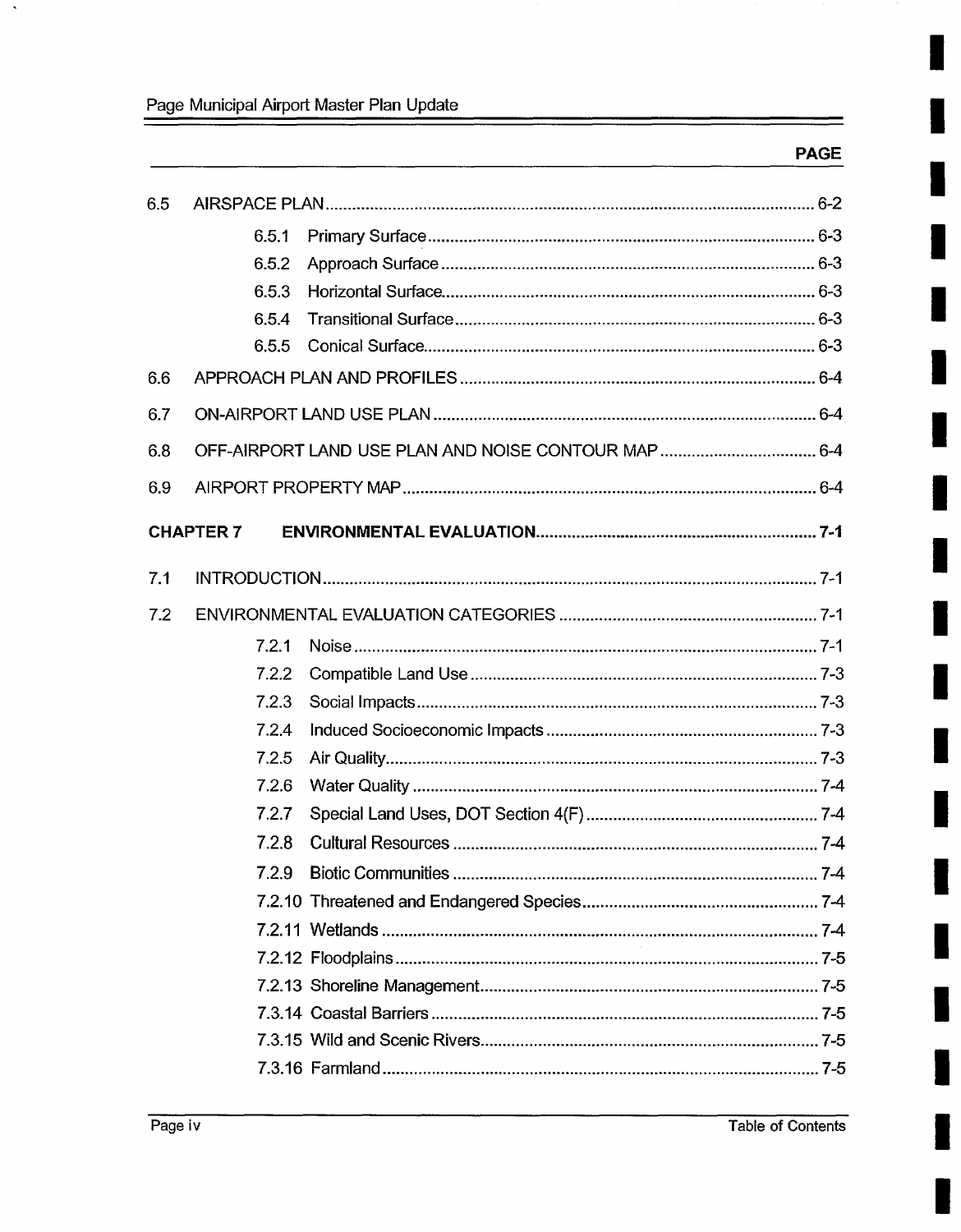| | PAGE |
|---|---|
| 6.5 AIRSPACE PLAN | 6-2 |
| 6.5.1 Primary Surface | 6-3 |
| 6.5.2 Approach Surface | 6-3 |
| 6.5.3 Horizontal Surface | 6-3 |
| 6.5.4 Transitional Surface | 6-3 |
| 6.5.5 Conical Surface | 6-3 |
| 6.6 APPROACH PLAN AND PROFILES | 6-4 |
| 6.7 ON-AIRPORT LAND USE PLAN | 6-4 |
| 6.8 OFF-AIRPORT LAND USE PLAN AND NOISE CONTOUR MAP | 6-4 |
| 6.9 AIRPORT PROPERTY MAP | 6-4 |
| **CHAPTER 7 ENVIRONMENTAL EVALUATION** | **7-1** |
| 7.1 INTRODUCTION | 7-1 |
| 7.2 ENVIRONMENTAL EVALUATION CATEGORIES | 7-1 |
| 7.2.1 Noise | 7-1 |
| 7.2.2 Compatible Land Use | 7-3 |
| 7.2.3 Social Impacts | 7-3 |
| 7.2.4 Induced Socioeconomic Impacts | 7-3 |
| 7.2.5 Air Quality | 7-3 |
| 7.2.6 Water Quality | 7-4 |
| 7.2.7 Special Land Uses, DOT Section 4(F) | 7-4 |
| 7.2.8 Cultural Resources | 7-4 |
| 7.2.9 Biotic Communities | 7-4 |
| 7.2.10 Threatened and Endangered Species | 7-4 |
| 7.2.11 Wetlands | 7-4 |
| 7.2.12 Floodplains | 7-5 |
| 7.2.13 Shoreline Management | 7-5 |
| 7.3.14 Coastal Barriers | 7-5 |
| 7.3.15 Wild and Scenic Rivers | 7-5 |
| 7.3.16 Farmland | 7-5 |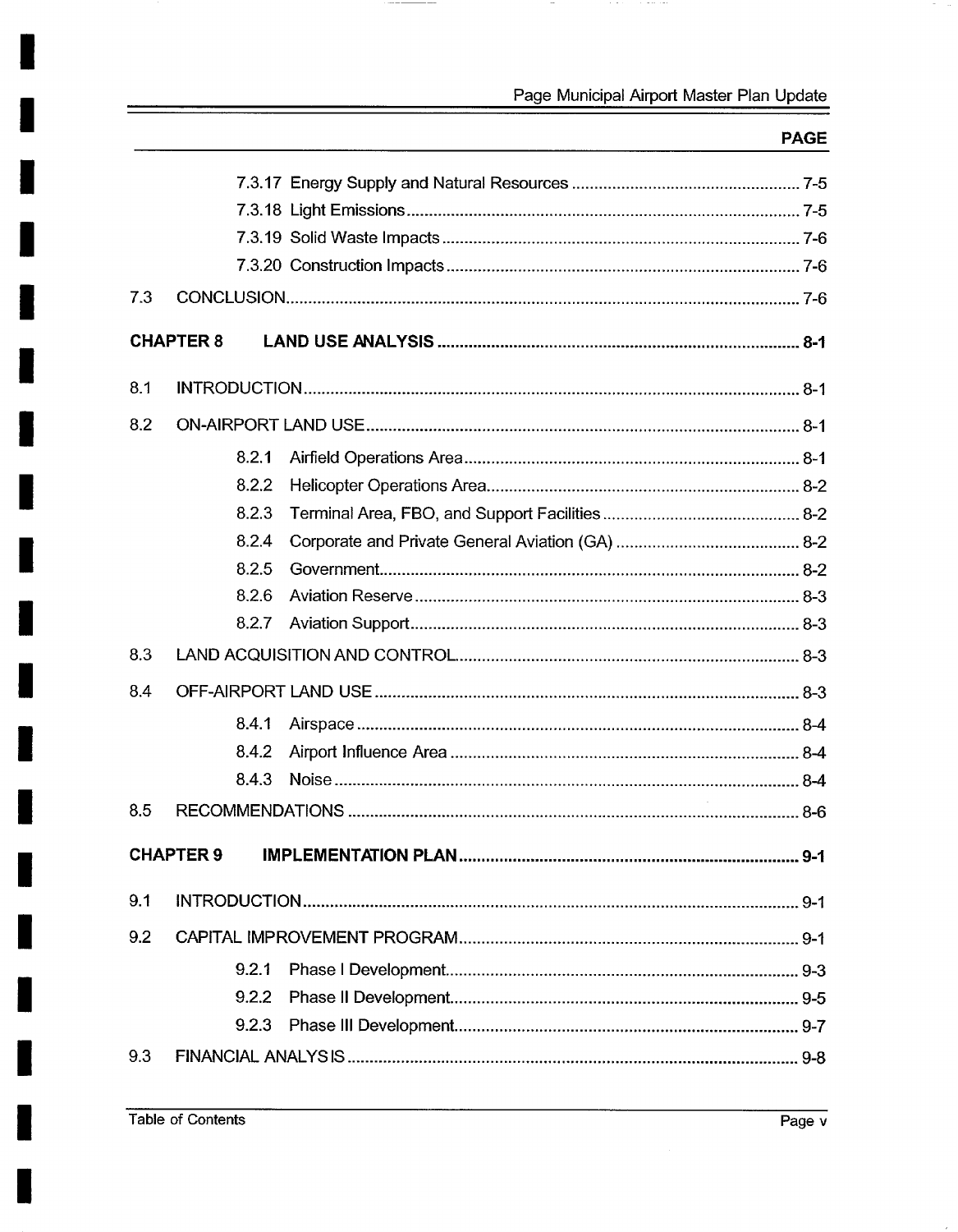| | PAGE |
|---|---|
| 7.3.17 Energy Supply and Natural Resources | 7-5 |
| 7.3.18 Light Emissions | 7-5 |
| 7.3.19 Solid Waste Impacts | 7-6 |
| 7.3.20 Construction Impacts | 7-6 |
| 7.3 CONCLUSION | 7-6 |
| **CHAPTER 8 LAND USE ANALYSIS** | **8-1** |
| 8.1 INTRODUCTION | 8-1 |
| 8.2 ON-AIRPORT LAND USE | 8-1 |
| 8.2.1 Airfield Operations Area | 8-1 |
| 8.2.2 Helicopter Operations Area | 8-2 |
| 8.2.3 Terminal Area, FBO, and Support Facilities | 8-2 |
| 8.2.4 Corporate and Private General Aviation (GA) | 8-2 |
| 8.2.5 Government | 8-2 |
| 8.2.6 Aviation Reserve | 8-3 |
| 8.2.7 Aviation Support | 8-3 |
| 8.3 LAND ACQUISITION AND CONTROL | 8-3 |
| 8.4 OFF-AIRPORT LAND USE | 8-3 |
| 8.4.1 Airspace | 8-4 |
| 8.4.2 Airport Influence Area | 8-4 |
| 8.4.3 Noise | 8-4 |
| 8.5 RECOMMENDATIONS | 8-6 |
| **CHAPTER 9 IMPLEMENTATION PLAN** | **9-1** |
| 9.1 INTRODUCTION | 9-1 |
| 9.2 CAPITAL IMPROVEMENT PROGRAM | 9-1 |
| 9.2.1 Phase I Development | 9-3 |
| 9.2.2 Phase II Development | 9-5 |
| 9.2.3 Phase III Development | 9-7 |
| 9.3 FINANCIAL ANALYSIS | 9-8 |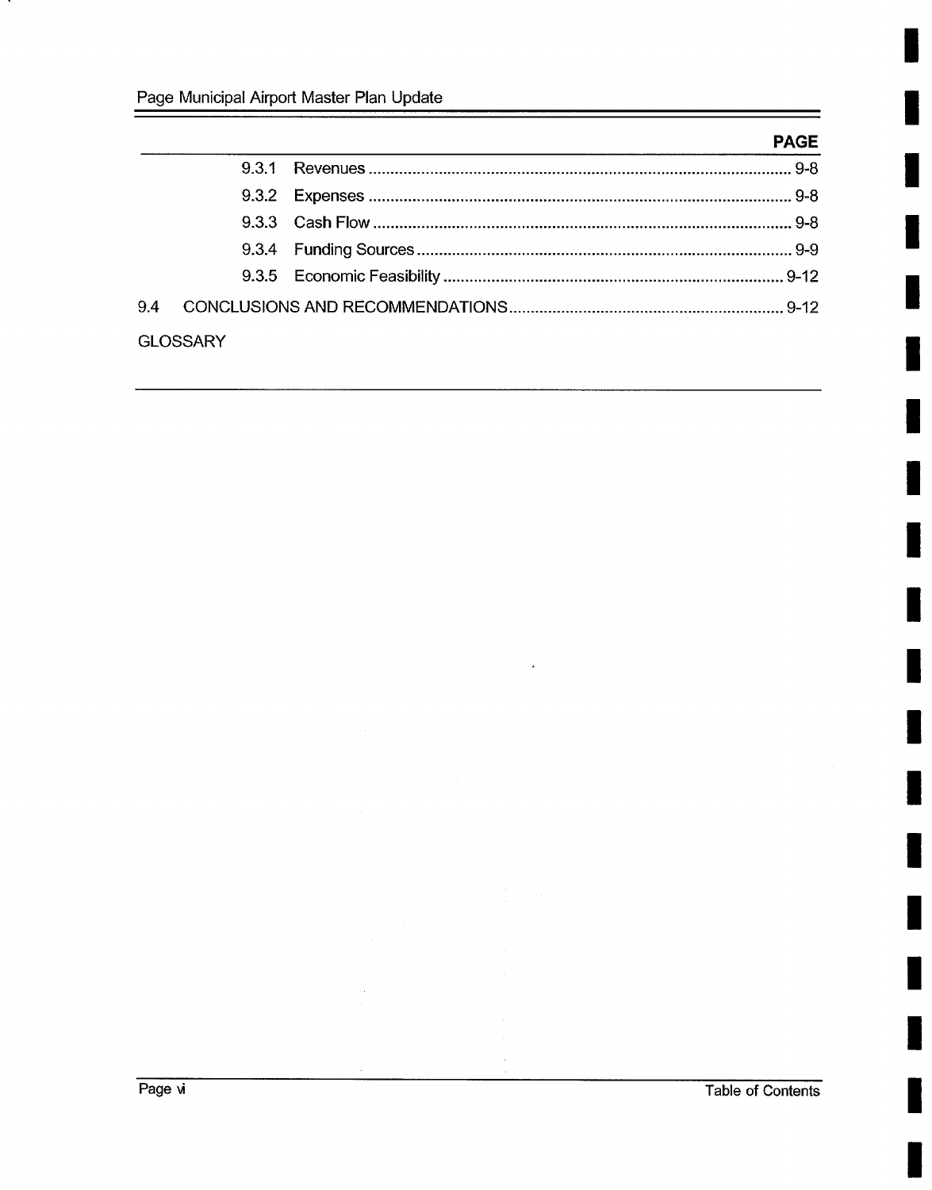| | | PAGE |
|---|---|---|
| 9.3.1 | Revenues | 9-8 |
| 9.3.2 | Expenses | 9-8 |
| 9.3.3 | Cash Flow | 9-8 |
| 9.3.4 | Funding Sources | 9-9 |
| 9.3.5 | Economic Feasibility | 9-12 |
| 9.4 | CONCLUSIONS AND RECOMMENDATIONS | 9-12 |
| GLOSSARY | | |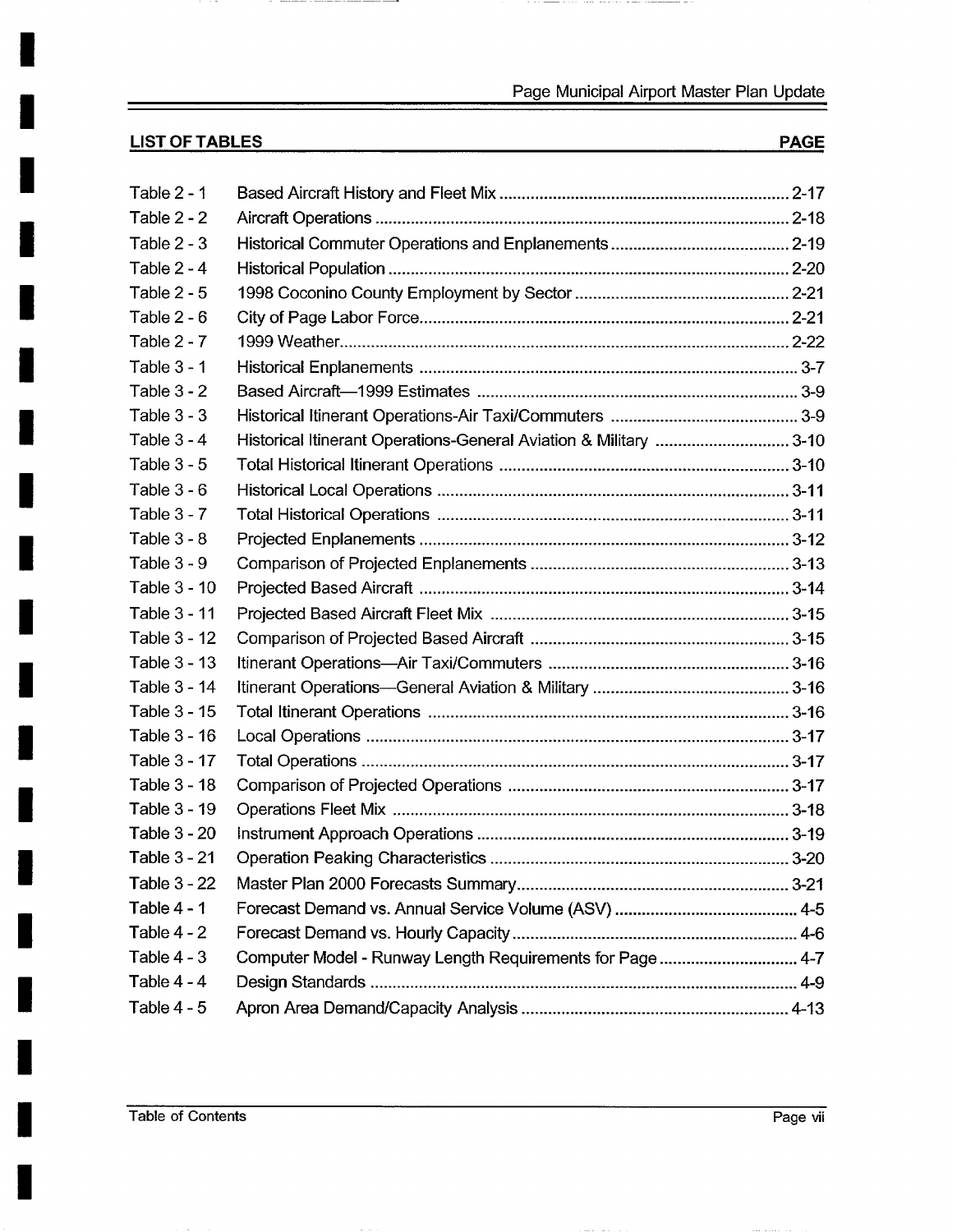## LIST OF TABLES

| | | PAGE |
|---|---|---|
| Table 2 - 1 | Based Aircraft History and Fleet Mix | 2-17 |
| Table 2 - 2 | Aircraft Operations | 2-18 |
| Table 2 - 3 | Historical Commuter Operations and Enplanements | 2-19 |
| Table 2 - 4 | Historical Population | 2-20 |
| Table 2 - 5 | 1998 Coconino County Employment by Sector | 2-21 |
| Table 2 - 6 | City of Page Labor Force | 2-21 |
| Table 2 - 7 | 1999 Weather | 2-22 |
| Table 3 - 1 | Historical Enplanements | 3-7 |
| Table 3 - 2 | Based Aircraft—1999 Estimates | 3-9 |
| Table 3 - 3 | Historical Itinerant Operations-Air Taxi/Commuters | 3-9 |
| Table 3 - 4 | Historical Itinerant Operations-General Aviation & Military | 3-10 |
| Table 3 - 5 | Total Historical Itinerant Operations | 3-10 |
| Table 3 - 6 | Historical Local Operations | 3-11 |
| Table 3 - 7 | Total Historical Operations | 3-11 |
| Table 3 - 8 | Projected Enplanements | 3-12 |
| Table 3 - 9 | Comparison of Projected Enplanements | 3-13 |
| Table 3 - 10 | Projected Based Aircraft | 3-14 |
| Table 3 - 11 | Projected Based Aircraft Fleet Mix | 3-15 |
| Table 3 - 12 | Comparison of Projected Based Aircraft | 3-15 |
| Table 3 - 13 | Itinerant Operations—Air Taxi/Commuters | 3-16 |
| Table 3 - 14 | Itinerant Operations—General Aviation & Military | 3-16 |
| Table 3 - 15 | Total Itinerant Operations | 3-16 |
| Table 3 - 16 | Local Operations | 3-17 |
| Table 3 - 17 | Total Operations | 3-17 |
| Table 3 - 18 | Comparison of Projected Operations | 3-17 |
| Table 3 - 19 | Operations Fleet Mix | 3-18 |
| Table 3 - 20 | Instrument Approach Operations | 3-19 |
| Table 3 - 21 | Operation Peaking Characteristics | 3-20 |
| Table 3 - 22 | Master Plan 2000 Forecasts Summary | 3-21 |
| Table 4 - 1 | Forecast Demand vs. Annual Service Volume (ASV) | 4-5 |
| Table 4 - 2 | Forecast Demand vs. Hourly Capacity | 4-6 |
| Table 4 - 3 | Computer Model - Runway Length Requirements for Page | 4-7 |
| Table 4 - 4 | Design Standards | 4-9 |
| Table 4 - 5 | Apron Area Demand/Capacity Analysis | 4-13 |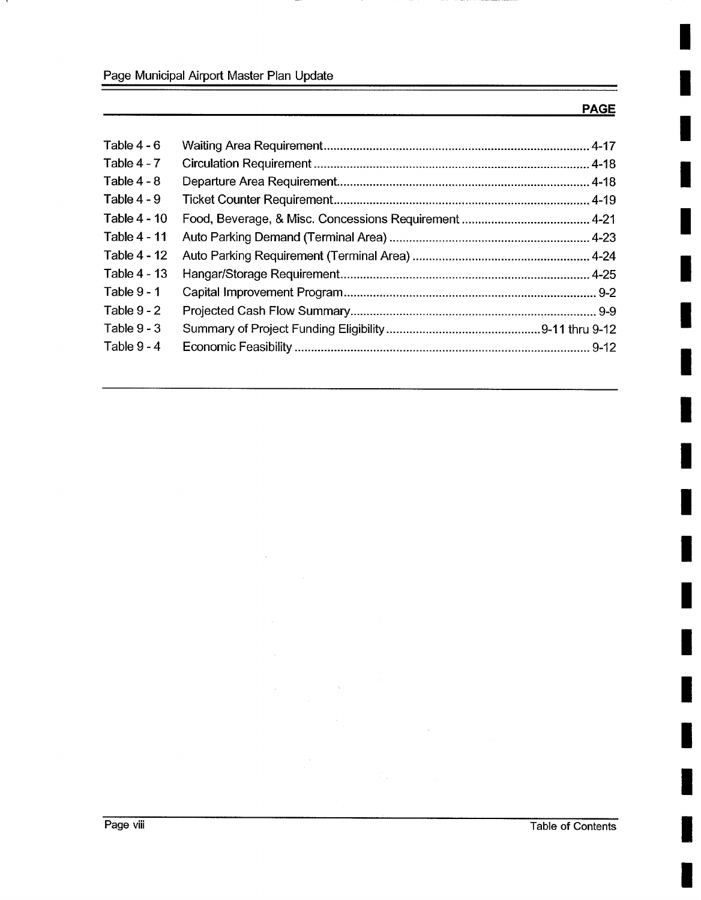| | | PAGE |
|---|---|---|
| Table 4 - 6 | Waiting Area Requirement | 4-17 |
| Table 4 - 7 | Circulation Requirement | 4-18 |
| Table 4 - 8 | Departure Area Requirement | 4-18 |
| Table 4 - 9 | Ticket Counter Requirement | 4-19 |
| Table 4 - 10 | Food, Beverage, & Misc. Concessions Requirement | 4-21 |
| Table 4 - 11 | Auto Parking Demand (Terminal Area) | 4-23 |
| Table 4 - 12 | Auto Parking Requirement (Terminal Area) | 4-24 |
| Table 4 - 13 | Hangar/Storage Requirement | 4-25 |
| Table 9 - 1 | Capital Improvement Program | 9-2 |
| Table 9 - 2 | Projected Cash Flow Summary | 9-9 |
| Table 9 - 3 | Summary of Project Funding Eligibility | 9-11 thru 9-12 |
| Table 9 - 4 | Economic Feasibility | 9-12 |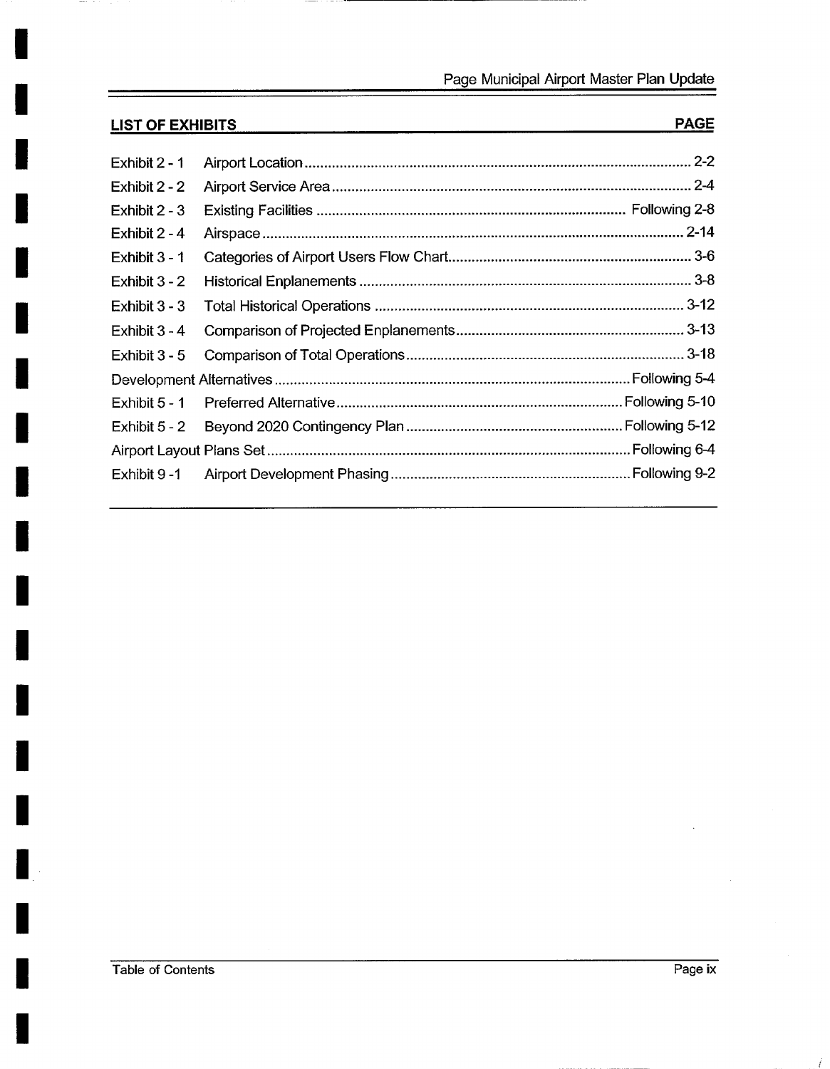## LIST OF EXHIBITS

| | | PAGE |
|---|---|---|
| Exhibit 2 - 1 | Airport Location | 2-2 |
| Exhibit 2 - 2 | Airport Service Area | 2-4 |
| Exhibit 2 - 3 | Existing Facilities | Following 2-8 |
| Exhibit 2 - 4 | Airspace | 2-14 |
| Exhibit 3 - 1 | Categories of Airport Users Flow Chart | 3-6 |
| Exhibit 3 - 2 | Historical Enplanements | 3-8 |
| Exhibit 3 - 3 | Total Historical Operations | 3-12 |
| Exhibit 3 - 4 | Comparison of Projected Enplanements | 3-13 |
| Exhibit 3 - 5 | Comparison of Total Operations | 3-18 |
| Development Alternatives | | Following 5-4 |
| Exhibit 5 - 1 | Preferred Alternative | Following 5-10 |
| Exhibit 5 - 2 | Beyond 2020 Contingency Plan | Following 5-12 |
| Airport Layout Plans Set | | Following 6-4 |
| Exhibit 9 -1 | Airport Development Phasing | Following 9-2 |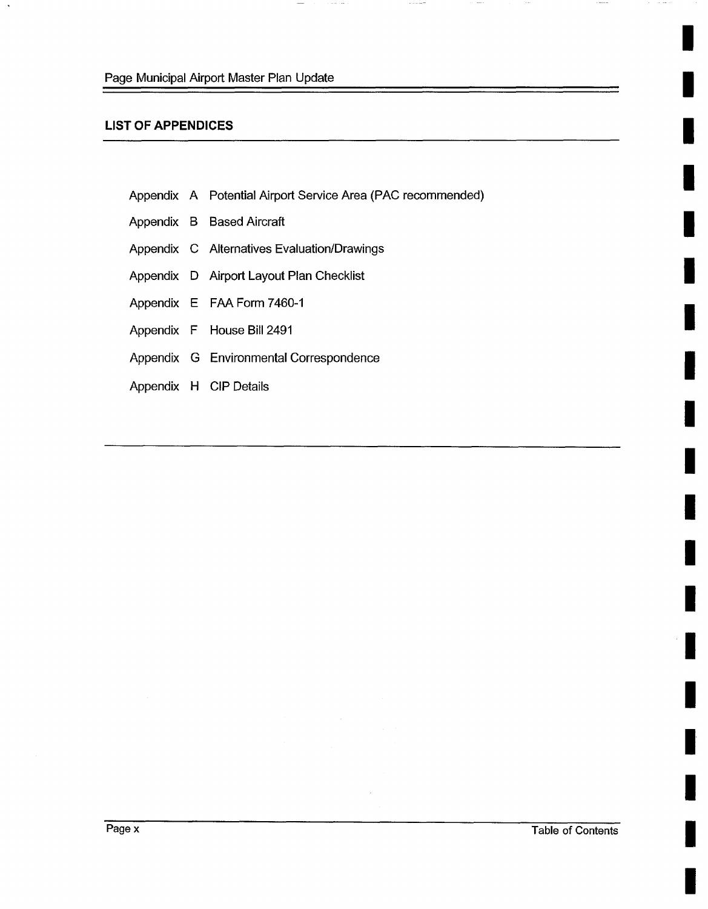## LIST OF APPENDICES

Appendix A Potential Airport Service Area (PAC recommended)

Appendix B Based Aircraft

Appendix C Alternatives Evaluation/Drawings

Appendix D Airport Layout Plan Checklist

Appendix E FAA Form 7460-1

Appendix F House Bill 2491

Appendix G Environmental Correspondence

Appendix H CIP Details